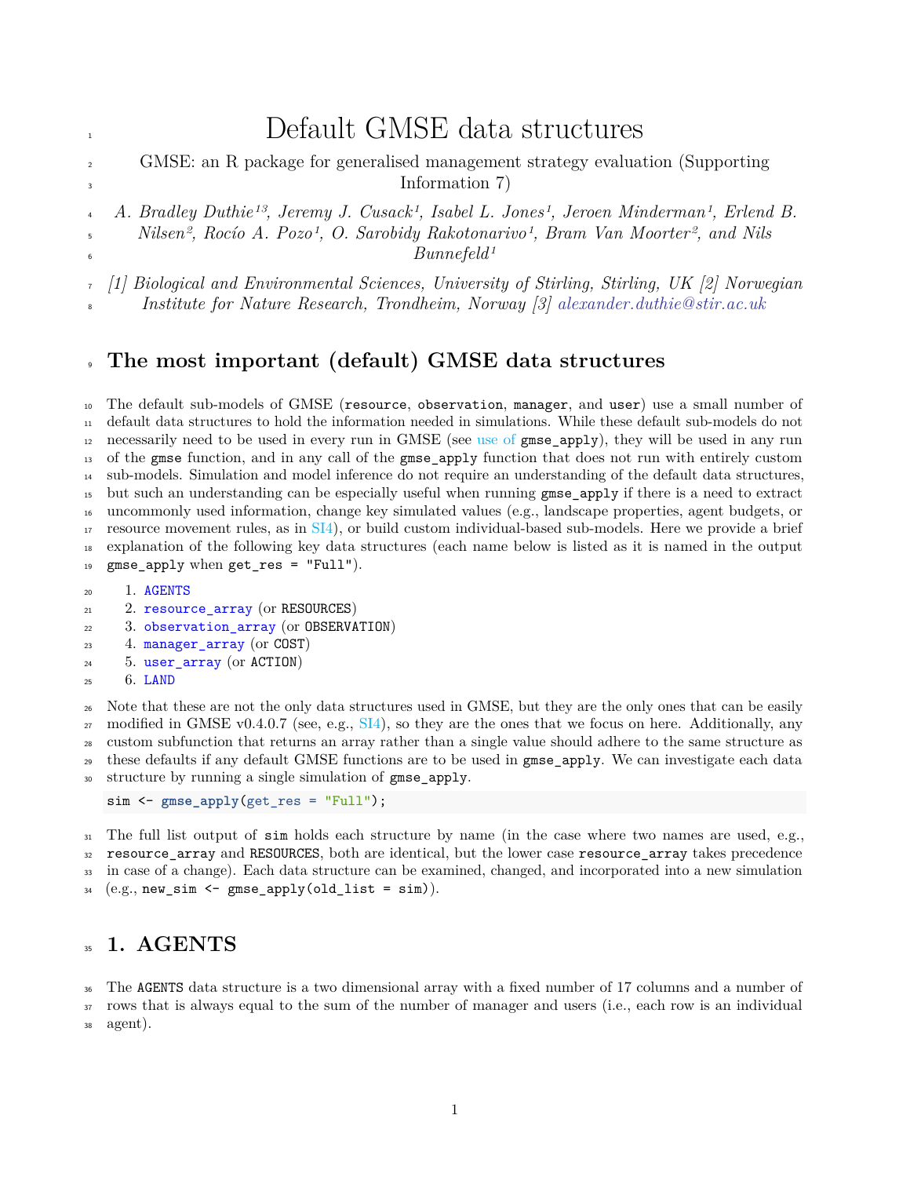# Default GMSE data structures

GMSE: an R package for generalised management strategy evaluation (Supporting Information 7)

*A. Bradley Duthie[1,3], Jeremy J. Cusack[1], Isabel L. Jones[1], Jeroen Minderman[1], Erlend B. Nilsen[2], Rocío A. Pozo[1], O. Sarobidy Rakotonarivo[1], Bram Van Moorter[2], and Nils Bunnefeld[1]*

*[1] Biological and Environmental Sciences, University of Stirling, Stirling, UK [2] Norwegian Institute for Nature Research, Trondheim, Norway [3] alexander.duthie@stir.ac.uk*

## The most important (default) GMSE data structures

The default sub-models of GMSE (`resource`, `observation`, `manager`, and `user`) use a small number of default data structures to hold the information needed in simulations. While these default sub-models do not necessarily need to be used in every run in GMSE (see use of `gmse_apply`), they will be used in any run of the `gmse` function, and in any call of the `gmse_apply` function that does not run with entirely custom sub-models. Simulation and model inference do not require an understanding of the default data structures, but such an understanding can be especially useful when running `gmse_apply` if there is a need to extract uncommonly used information, change key simulated values (e.g., landscape properties, agent budgets, or resource movement rules, as in SI4), or build custom individual-based sub-models. Here we provide a brief explanation of the following key data structures (each name below is listed as it is named in the output `gmse_apply` when `get_res = "Full"`).

1. `AGENTS`
2. `resource_array` (or `RESOURCES`)
3. `observation_array` (or `OBSERVATION`)
4. `manager_array` (or `COST`)
5. `user_array` (or `ACTION`)
6. `LAND`

Note that these are not the only data structures used in GMSE, but they are the only ones that can be easily modified in GMSE v0.4.0.7 (see, e.g., SI4), so they are the ones that we focus on here. Additionally, any custom subfunction that returns an array rather than a single value should adhere to the same structure as these defaults if any default GMSE functions are to be used in `gmse_apply`. We can investigate each data structure by running a single simulation of `gmse_apply`.

```
sim <- gmse_apply(get_res = "Full");
```

The full list output of `sim` holds each structure by name (in the case where two names are used, e.g., `resource_array` and `RESOURCES`, both are identical, but the lower case `resource_array` takes precedence in case of a change). Each data structure can be examined, changed, and incorporated into a new simulation (e.g., `new_sim <- gmse_apply(old_list = sim)`).

## 1. AGENTS

The `AGENTS` data structure is a two dimensional array with a fixed number of 17 columns and a number of rows that is always equal to the sum of the number of manager and users (i.e., each row is an individual agent).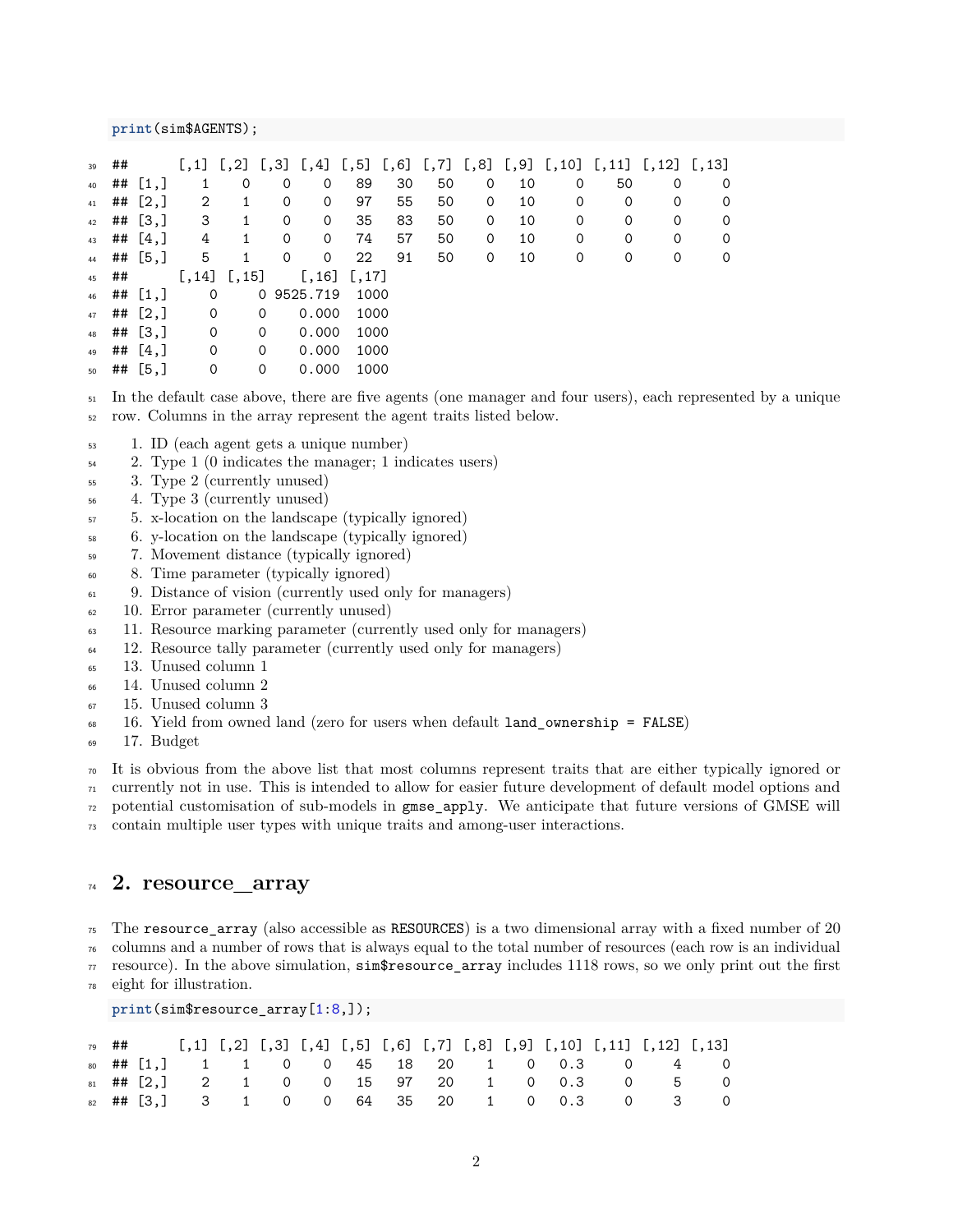```
print(sim$AGENTS);
```

```
##      [,1] [,2] [,3] [,4] [,5] [,6] [,7] [,8] [,9] [,10] [,11] [,12] [,13]
## [1,]    1    0    0    0   89   30   50    0   10     0    50     0     0
## [2,]    2    1    0    0   97   55   50    0   10     0     0     0     0
## [3,]    3    1    0    0   35   83   50    0   10     0     0     0     0
## [4,]    4    1    0    0   74   57   50    0   10     0     0     0     0
## [5,]    5    1    0    0   22   91   50    0   10     0     0     0     0
##      [,14] [,15]    [,16] [,17]
## [1,]     0     0 9525.719  1000
## [2,]     0     0    0.000  1000
## [3,]     0     0    0.000  1000
## [4,]     0     0    0.000  1000
## [5,]     0     0    0.000  1000
```

In the default case above, there are five agents (one manager and four users), each represented by a unique row. Columns in the array represent the agent traits listed below.

1. ID (each agent gets a unique number)
2. Type 1 (0 indicates the manager; 1 indicates users)
3. Type 2 (currently unused)
4. Type 3 (currently unused)
5. x-location on the landscape (typically ignored)
6. y-location on the landscape (typically ignored)
7. Movement distance (typically ignored)
8. Time parameter (typically ignored)
9. Distance of vision (currently used only for managers)
10. Error parameter (currently unused)
11. Resource marking parameter (currently used only for managers)
12. Resource tally parameter (currently used only for managers)
13. Unused column 1
14. Unused column 2
15. Unused column 3
16. Yield from owned land (zero for users when default `land_ownership = FALSE`)
17. Budget

It is obvious from the above list that most columns represent traits that are either typically ignored or currently not in use. This is intended to allow for easier future development of default model options and potential customisation of sub-models in `gmse_apply`. We anticipate that future versions of GMSE will contain multiple user types with unique traits and among-user interactions.

## 2. resource_array

The `resource_array` (also accessible as `RESOURCES`) is a two dimensional array with a fixed number of 20 columns and a number of rows that is always equal to the total number of resources (each row is an individual resource). In the above simulation, `sim$resource_array` includes 1118 rows, so we only print out the first eight for illustration.

```
print(sim$resource_array[1:8,]);
```

```
##      [,1] [,2] [,3] [,4] [,5] [,6] [,7] [,8] [,9] [,10] [,11] [,12] [,13]
## [1,]    1    1    0    0   45   18   20    1    0   0.3     0     4     0
## [2,]    2    1    0    0   15   97   20    1    0   0.3     0     5     0
## [3,]    3    1    0    0   64   35   20    1    0   0.3     0     3     0
```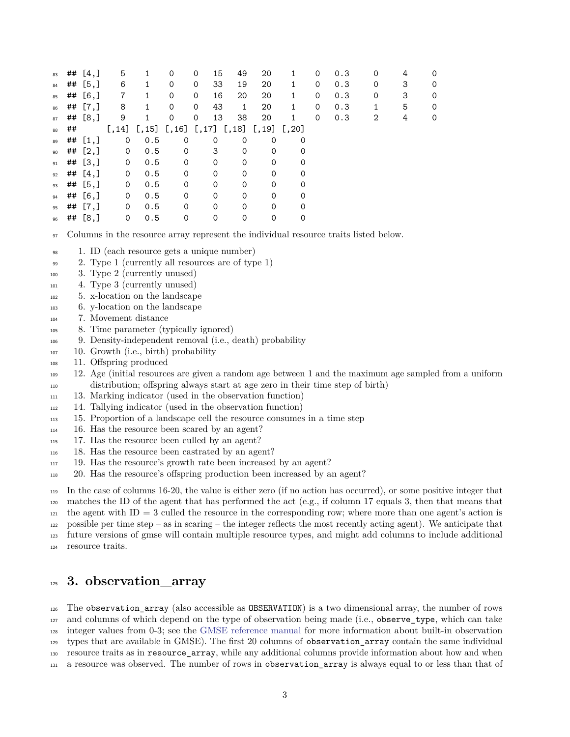```
## [4,]    5    1    0    0   15   49   20    1    0  0.3     0     4     0
## [5,]    6    1    0    0   33   19   20    1    0  0.3     0     3     0
## [6,]    7    1    0    0   16   20   20    1    0  0.3     0     3     0
## [7,]    8    1    0    0   43    1   20    1    0  0.3     1     5     0
## [8,]    9    1    0    0   13   38   20    1    0  0.3     2     4     0
##      [,14] [,15] [,16] [,17] [,18] [,19] [,20]
## [1,]     0   0.5     0     0     0     0     0
## [2,]     0   0.5     0     3     0     0     0
## [3,]     0   0.5     0     0     0     0     0
## [4,]     0   0.5     0     0     0     0     0
## [5,]     0   0.5     0     0     0     0     0
## [6,]     0   0.5     0     0     0     0     0
## [7,]     0   0.5     0     0     0     0     0
## [8,]     0   0.5     0     0     0     0     0
```

Columns in the resource array represent the individual resource traits listed below.

1. ID (each resource gets a unique number)
2. Type 1 (currently all resources are of type 1)
3. Type 2 (currently unused)
4. Type 3 (currently unused)
5. x-location on the landscape
6. y-location on the landscape
7. Movement distance
8. Time parameter (typically ignored)
9. Density-independent removal (i.e., death) probability
10. Growth (i.e., birth) probability
11. Offspring produced
12. Age (initial resources are given a random age between 1 and the maximum age sampled from a uniform distribution; offspring always start at age zero in their time step of birth)
13. Marking indicator (used in the observation function)
14. Tallying indicator (used in the observation function)
15. Proportion of a landscape cell the resource consumes in a time step
16. Has the resource been scared by an agent?
17. Has the resource been culled by an agent?
18. Has the resource been castrated by an agent?
19. Has the resource's growth rate been increased by an agent?
20. Has the resource's offspring production been increased by an agent?

In the case of columns 16-20, the value is either zero (if no action has occurred), or some positive integer that matches the ID of the agent that has performed the act (e.g., if column 17 equals 3, then that means that the agent with ID = 3 culled the resource in the corresponding row; where more than one agent's action is possible per time step – as in scaring – the integer reflects the most recently acting agent). We anticipate that future versions of gmse will contain multiple resource types, and might add columns to include additional resource traits.

## 3. observation_array

The `observation_array` (also accessible as `OBSERVATION`) is a two dimensional array, the number of rows and columns of which depend on the type of observation being made (i.e., `observe_type`, which can take integer values from 0-3; see the GMSE reference manual for more information about built-in observation types that are available in GMSE). The first 20 columns of `observation_array` contain the same individual resource traits as in `resource_array`, while any additional columns provide information about how and when a resource was observed. The number of rows in `observation_array` is always equal to or less than that of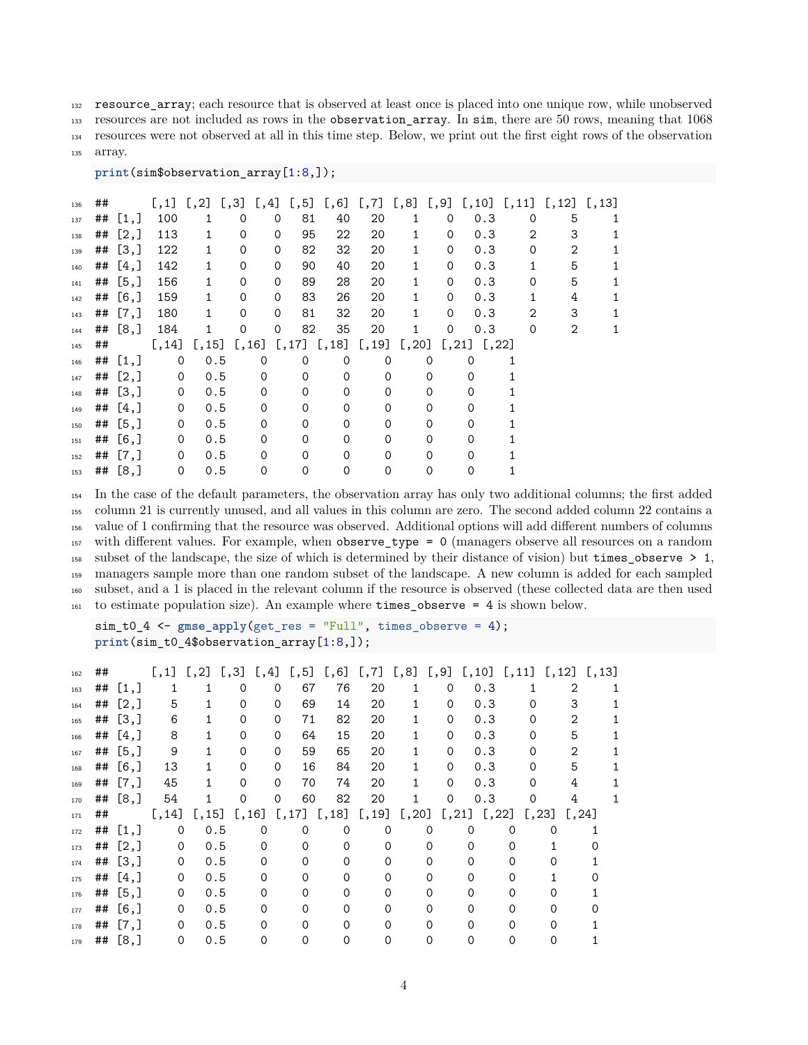resource_array; each resource that is observed at least once is placed into one unique row, while unobserved resources are not included as rows in the observation_array. In sim, there are 50 rows, meaning that 1068 resources were not observed at all in this time step. Below, we print out the first eight rows of the observation array.

```
print(sim$observation_array[1:8,]);
```

```
##      [,1] [,2] [,3] [,4] [,5] [,6] [,7] [,8] [,9] [,10] [,11] [,12] [,13]
## [1,]  100    1    0    0   81   40   20    1    0   0.3     0     5     1
## [2,]  113    1    0    0   95   22   20    1    0   0.3     2     3     1
## [3,]  122    1    0    0   82   32   20    1    0   0.3     0     2     1
## [4,]  142    1    0    0   90   40   20    1    0   0.3     1     5     1
## [5,]  156    1    0    0   89   28   20    1    0   0.3     0     5     1
## [6,]  159    1    0    0   83   26   20    1    0   0.3     1     4     1
## [7,]  180    1    0    0   81   32   20    1    0   0.3     2     3     1
## [8,]  184    1    0    0   82   35   20    1    0   0.3     0     2     1
##      [,14] [,15] [,16] [,17] [,18] [,19] [,20] [,21] [,22]
## [1,]     0   0.5     0     0     0     0     0     0     1
## [2,]     0   0.5     0     0     0     0     0     0     1
## [3,]     0   0.5     0     0     0     0     0     0     1
## [4,]     0   0.5     0     0     0     0     0     0     1
## [5,]     0   0.5     0     0     0     0     0     0     1
## [6,]     0   0.5     0     0     0     0     0     0     1
## [7,]     0   0.5     0     0     0     0     0     0     1
## [8,]     0   0.5     0     0     0     0     0     0     1
```

In the case of the default parameters, the observation array has only two additional columns; the first added column 21 is currently unused, and all values in this column are zero. The second added column 22 contains a value of 1 confirming that the resource was observed. Additional options will add different numbers of columns with different values. For example, when observe_type = 0 (managers observe all resources on a random subset of the landscape, the size of which is determined by their distance of vision) but times_observe > 1, managers sample more than one random subset of the landscape. A new column is added for each sampled subset, and a 1 is placed in the relevant column if the resource is observed (these collected data are then used to estimate population size). An example where times_observe = 4 is shown below.

```
sim_t0_4 <- gmse_apply(get_res = "Full", times_observe = 4);
print(sim_t0_4$observation_array[1:8,]);
```

```
##      [,1] [,2] [,3] [,4] [,5] [,6] [,7] [,8] [,9] [,10] [,11] [,12] [,13]
## [1,]    1    1    0    0   67   76   20    1    0   0.3     1     2     1
## [2,]    5    1    0    0   69   14   20    1    0   0.3     0     3     1
## [3,]    6    1    0    0   71   82   20    1    0   0.3     0     2     1
## [4,]    8    1    0    0   64   15   20    1    0   0.3     0     5     1
## [5,]    9    1    0    0   59   65   20    1    0   0.3     0     2     1
## [6,]   13    1    0    0   16   84   20    1    0   0.3     0     5     1
## [7,]   45    1    0    0   70   74   20    1    0   0.3     0     4     1
## [8,]   54    1    0    0   60   82   20    1    0   0.3     0     4     1
##      [,14] [,15] [,16] [,17] [,18] [,19] [,20] [,21] [,22] [,23] [,24]
## [1,]     0   0.5     0     0     0     0     0     0     0     0     1
## [2,]     0   0.5     0     0     0     0     0     0     0     1     0
## [3,]     0   0.5     0     0     0     0     0     0     0     0     1
## [4,]     0   0.5     0     0     0     0     0     0     0     1     0
## [5,]     0   0.5     0     0     0     0     0     0     0     0     1
## [6,]     0   0.5     0     0     0     0     0     0     0     0     0
## [7,]     0   0.5     0     0     0     0     0     0     0     0     1
## [8,]     0   0.5     0     0     0     0     0     0     0     0     1
```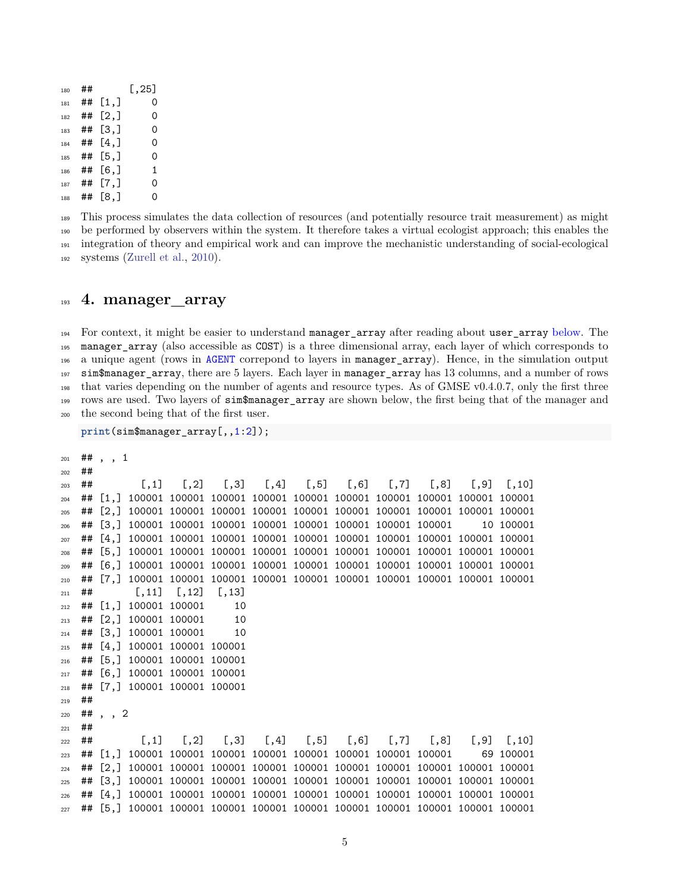```
##       [,25]
## [1,]     0
## [2,]     0
## [3,]     0
## [4,]     0
## [5,]     0
## [6,]     1
## [7,]     0
## [8,]     0
```

This process simulates the data collection of resources (and potentially resource trait measurement) as might be performed by observers within the system. It therefore takes a virtual ecologist approach; this enables the integration of theory and empirical work and can improve the mechanistic understanding of social-ecological systems (Zurell et al., 2010).

# 4. manager_array

For context, it might be easier to understand `manager_array` after reading about `user_array` below. The `manager_array` (also accessible as `COST`) is a three dimensional array, each layer of which corresponds to a unique agent (rows in `AGENT` correpond to layers in `manager_array`). Hence, in the simulation output `sim$manager_array`, there are 5 layers. Each layer in `manager_array` has 13 columns, and a number of rows that varies depending on the number of agents and resource types. As of GMSE v0.4.0.7, only the first three rows are used. Two layers of `sim$manager_array` are shown below, the first being that of the manager and the second being that of the first user.

```
print(sim$manager_array[,,1:2]);
```

```
## , , 1
##
##        [,1]   [,2]   [,3]   [,4]   [,5]   [,6]   [,7]   [,8]   [,9]  [,10]
## [1,] 100001 100001 100001 100001 100001 100001 100001 100001 100001 100001
## [2,] 100001 100001 100001 100001 100001 100001 100001 100001 100001 100001
## [3,] 100001 100001 100001 100001 100001 100001 100001 100001     10 100001
## [4,] 100001 100001 100001 100001 100001 100001 100001 100001 100001 100001
## [5,] 100001 100001 100001 100001 100001 100001 100001 100001 100001 100001
## [6,] 100001 100001 100001 100001 100001 100001 100001 100001 100001 100001
## [7,] 100001 100001 100001 100001 100001 100001 100001 100001 100001 100001
##       [,11]  [,12]  [,13]
## [1,] 100001 100001     10
## [2,] 100001 100001     10
## [3,] 100001 100001     10
## [4,] 100001 100001 100001
## [5,] 100001 100001 100001
## [6,] 100001 100001 100001
## [7,] 100001 100001 100001
##
## , , 2
##
##        [,1]   [,2]   [,3]   [,4]   [,5]   [,6]   [,7]   [,8]   [,9]  [,10]
## [1,] 100001 100001 100001 100001 100001 100001 100001 100001     69 100001
## [2,] 100001 100001 100001 100001 100001 100001 100001 100001 100001 100001
## [3,] 100001 100001 100001 100001 100001 100001 100001 100001 100001 100001
## [4,] 100001 100001 100001 100001 100001 100001 100001 100001 100001 100001
## [5,] 100001 100001 100001 100001 100001 100001 100001 100001 100001 100001
```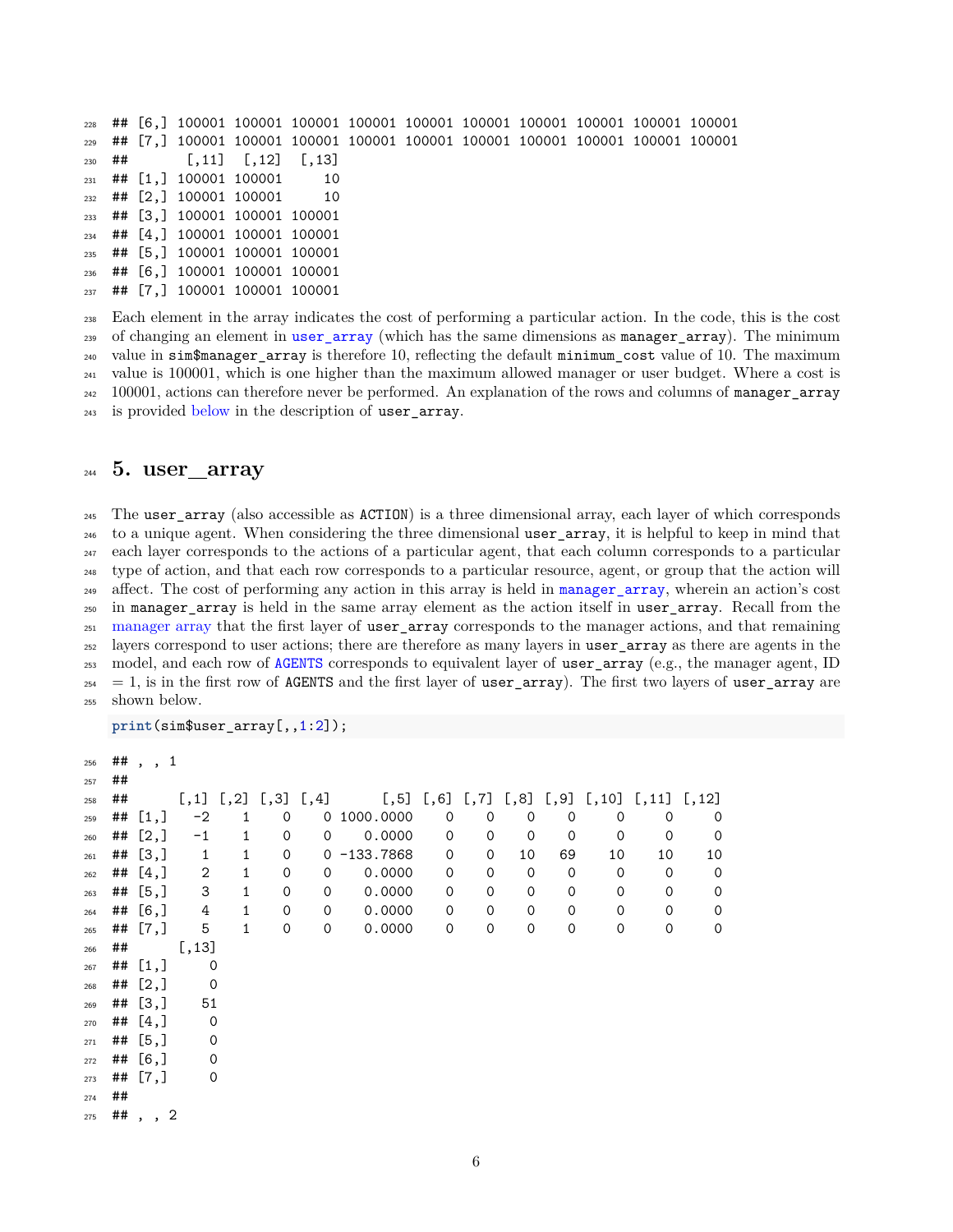```
## [6,] 100001 100001 100001 100001 100001 100001 100001 100001 100001 100001
## [7,] 100001 100001 100001 100001 100001 100001 100001 100001 100001 100001
##       [,11]  [,12]  [,13]
## [1,] 100001 100001     10
## [2,] 100001 100001     10
## [3,] 100001 100001 100001
## [4,] 100001 100001 100001
## [5,] 100001 100001 100001
## [6,] 100001 100001 100001
## [7,] 100001 100001 100001
```

Each element in the array indicates the cost of performing a particular action. In the code, this is the cost of changing an element in `user_array` (which has the same dimensions as `manager_array`). The minimum value in `sim$manager_array` is therefore 10, reflecting the default `minimum_cost` value of 10. The maximum value is 100001, which is one higher than the maximum allowed manager or user budget. Where a cost is 100001, actions can therefore never be performed. An explanation of the rows and columns of `manager_array` is provided below in the description of `user_array`.

## 5. user_array

The `user_array` (also accessible as `ACTION`) is a three dimensional array, each layer of which corresponds to a unique agent. When considering the three dimensional `user_array`, it is helpful to keep in mind that each layer corresponds to the actions of a particular agent, that each column corresponds to a particular type of action, and that each row corresponds to a particular resource, agent, or group that the action will affect. The cost of performing any action in this array is held in `manager_array`, wherein an action's cost in `manager_array` is held in the same array element as the action itself in `user_array`. Recall from the manager array that the first layer of `user_array` corresponds to the manager actions, and that remaining layers correspond to user actions; there are therefore as many layers in `user_array` as there are agents in the model, and each row of `AGENTS` corresponds to equivalent layer of `user_array` (e.g., the manager agent, ID = 1, is in the first row of `AGENTS` and the first layer of `user_array`). The first two layers of `user_array` are shown below.

```
print(sim$user_array[,,1:2]);
```

```
## , , 1
##
##      [,1] [,2] [,3] [,4]      [,5] [,6] [,7] [,8] [,9] [,10] [,11] [,12]
## [1,]   -2    1    0    0 1000.0000    0    0    0    0     0     0     0
## [2,]   -1    1    0    0    0.0000    0    0    0    0     0     0     0
## [3,]    1    1    0    0 -133.7868    0    0   10   69    10    10    10
## [4,]    2    1    0    0    0.0000    0    0    0    0     0     0     0
## [5,]    3    1    0    0    0.0000    0    0    0    0     0     0     0
## [6,]    4    1    0    0    0.0000    0    0    0    0     0     0     0
## [7,]    5    1    0    0    0.0000    0    0    0    0     0     0     0
##      [,13]
## [1,]     0
## [2,]     0
## [3,]    51
## [4,]     0
## [5,]     0
## [6,]     0
## [7,]     0
##
## , , 2
```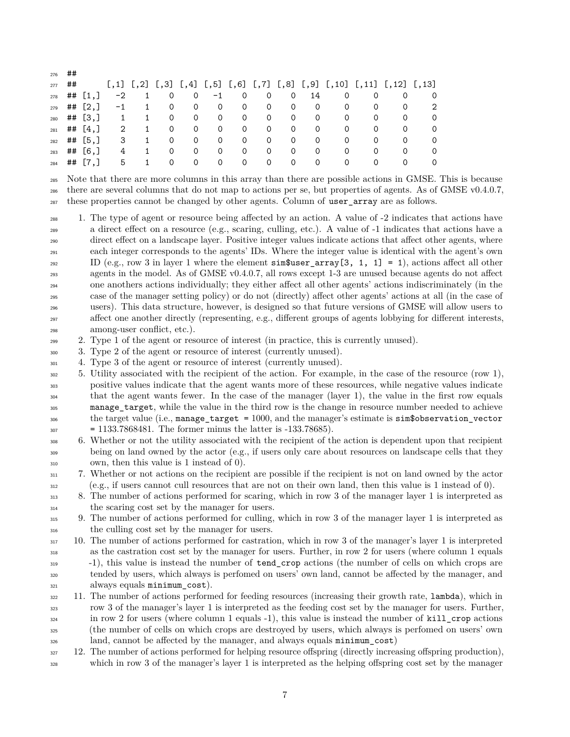```
##
##      [,1] [,2] [,3] [,4] [,5] [,6] [,7] [,8] [,9] [,10] [,11] [,12] [,13]
## [1,]   -2    1    0    0   -1    0    0    0   14     0     0     0     0
## [2,]   -1    1    0    0    0    0    0    0    0     0     0     0     2
## [3,]    1    1    0    0    0    0    0    0    0     0     0     0     0
## [4,]    2    1    0    0    0    0    0    0    0     0     0     0     0
## [5,]    3    1    0    0    0    0    0    0    0     0     0     0     0
## [6,]    4    1    0    0    0    0    0    0    0     0     0     0     0
## [7,]    5    1    0    0    0    0    0    0    0     0     0     0     0
```

Note that there are more columns in this array than there are possible actions in GMSE. This is because there are several columns that do not map to actions per se, but properties of agents. As of GMSE v0.4.0.7, these properties cannot be changed by other agents. Column of `user_array` are as follows.

1. The type of agent or resource being affected by an action. A value of -2 indicates that actions have a direct effect on a resource (e.g., scaring, culling, etc.). A value of -1 indicates that actions have a direct effect on a landscape layer. Positive integer values indicate actions that affect other agents, where each integer corresponds to the agents' IDs. Where the integer value is identical with the agent's own ID (e.g., row 3 in layer 1 where the element `sim$user_array[3, 1, 1] = 1`), actions affect all other agents in the model. As of GMSE v0.4.0.7, all rows except 1-3 are unused because agents do not affect one anothers actions individually; they either affect all other agents' actions indiscriminately (in the case of the manager setting policy) or do not (directly) affect other agents' actions at all (in the case of users). This data structure, however, is designed so that future versions of GMSE will allow users to affect one another directly (representing, e.g., different groups of agents lobbying for different interests, among-user conflict, etc.).
2. Type 1 of the agent or resource of interest (in practice, this is currently unused).
3. Type 2 of the agent or resource of interest (currently unused).
4. Type 3 of the agent or resource of interest (currently unused).
5. Utility associated with the recipient of the action. For example, in the case of the resource (row 1), positive values indicate that the agent wants more of these resources, while negative values indicate that the agent wants fewer. In the case of the manager (layer 1), the value in the first row equals `manage_target`, while the value in the third row is the change in resource number needed to achieve the target value (i.e., `manage_target` = 1000, and the manager's estimate is `sim$observation_vector` = 1133.7868481. The former minus the latter is -133.78685).
6. Whether or not the utility associated with the recipient of the action is dependent upon that recipient being on land owned by the actor (e.g., if users only care about resources on landscape cells that they own, then this value is 1 instead of 0).
7. Whether or not actions on the recipient are possible if the recipient is not on land owned by the actor (e.g., if users cannot cull resources that are not on their own land, then this value is 1 instead of 0).
8. The number of actions performed for scaring, which in row 3 of the manager layer 1 is interpreted as the scaring cost set by the manager for users.
9. The number of actions performed for culling, which in row 3 of the manager layer 1 is interpreted as the culling cost set by the manager for users.
10. The number of actions performed for castration, which in row 3 of the manager's layer 1 is interpreted as the castration cost set by the manager for users. Further, in row 2 for users (where column 1 equals -1), this value is instead the number of `tend_crop` actions (the number of cells on which crops are tended by users, which always is perfomed on users' own land, cannot be affected by the manager, and always equals `minimum_cost`).
11. The number of actions performed for feeding resources (increasing their growth rate, `lambda`), which in row 3 of the manager's layer 1 is interpreted as the feeding cost set by the manager for users. Further, in row 2 for users (where column 1 equals -1), this value is instead the number of `kill_crop` actions (the number of cells on which crops are destroyed by users, which always is perfomed on users' own land, cannot be affected by the manager, and always equals `minimum_cost`)
12. The number of actions performed for helping resource offspring (directly increasing offspring production), which in row 3 of the manager's layer 1 is interpreted as the helping offspring cost set by the manager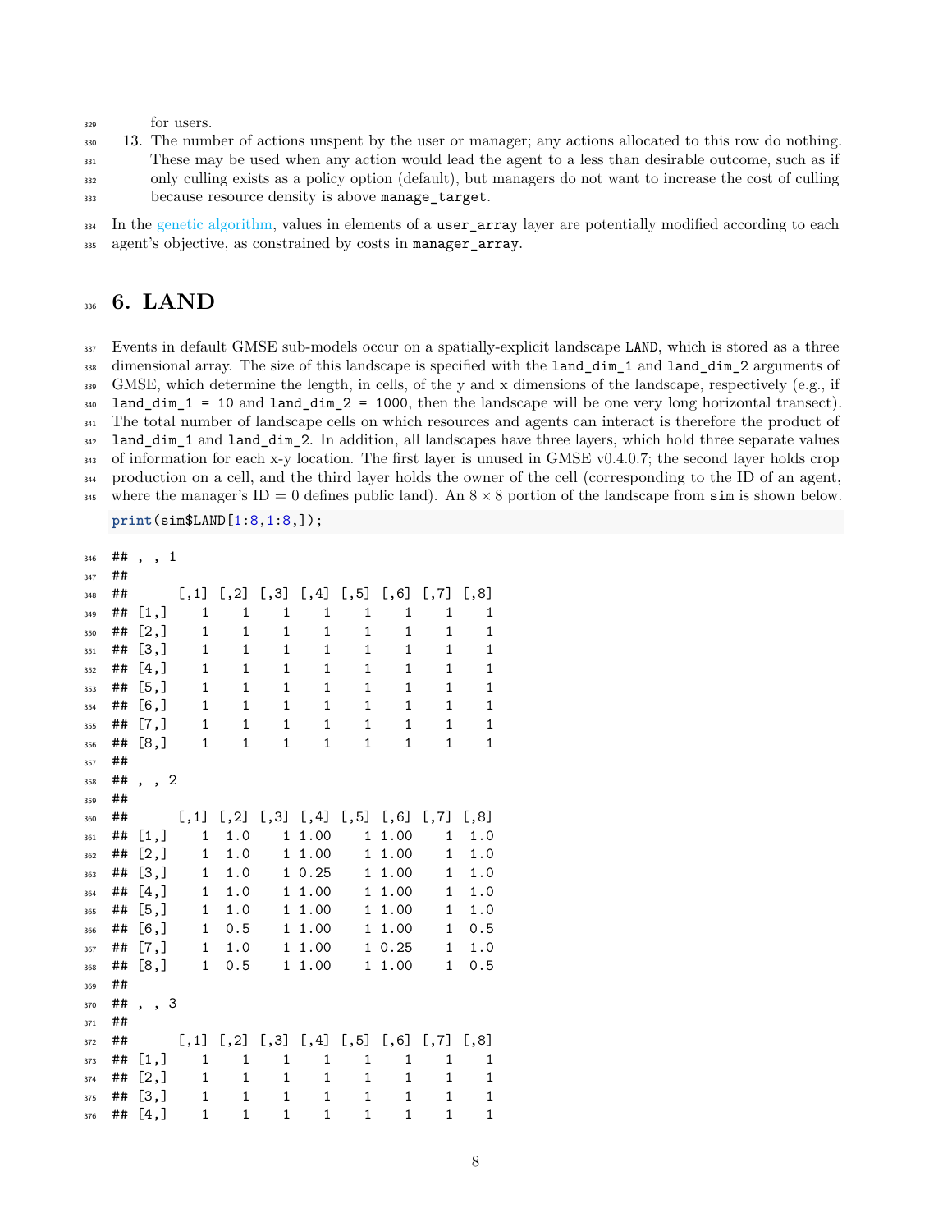for users.

13. The number of actions unspent by the user or manager; any actions allocated to this row do nothing. These may be used when any action would lead the agent to a less than desirable outcome, such as if only culling exists as a policy option (default), but managers do not want to increase the cost of culling because resource density is above `manage_target`.

In the genetic algorithm, values in elements of a `user_array` layer are potentially modified according to each agent's objective, as constrained by costs in `manager_array`.

# 6. LAND

Events in default GMSE sub-models occur on a spatially-explicit landscape `LAND`, which is stored as a three dimensional array. The size of this landscape is specified with the `land_dim_1` and `land_dim_2` arguments of GMSE, which determine the length, in cells, of the y and x dimensions of the landscape, respectively (e.g., if `land_dim_1 = 10` and `land_dim_2 = 1000`, then the landscape will be one very long horizontal transect). The total number of landscape cells on which resources and agents can interact is therefore the product of `land_dim_1` and `land_dim_2`. In addition, all landscapes have three layers, which hold three separate values of information for each x-y location. The first layer is unused in GMSE v0.4.0.7; the second layer holds crop production on a cell, and the third layer holds the owner of the cell (corresponding to the ID of an agent, where the manager's ID = 0 defines public land). An $8 \times 8$ portion of the landscape from `sim` is shown below.

```
print(sim$LAND[1:8,1:8,]);
```

```
## , , 1
##
##      [,1] [,2] [,3] [,4] [,5] [,6] [,7] [,8]
## [1,]    1    1    1    1    1    1    1    1
## [2,]    1    1    1    1    1    1    1    1
## [3,]    1    1    1    1    1    1    1    1
## [4,]    1    1    1    1    1    1    1    1
## [5,]    1    1    1    1    1    1    1    1
## [6,]    1    1    1    1    1    1    1    1
## [7,]    1    1    1    1    1    1    1    1
## [8,]    1    1    1    1    1    1    1    1
##
## , , 2
##
##      [,1] [,2] [,3] [,4] [,5] [,6] [,7] [,8]
## [1,]    1  1.0    1 1.00    1 1.00    1  1.0
## [2,]    1  1.0    1 1.00    1 1.00    1  1.0
## [3,]    1  1.0    1 0.25    1 1.00    1  1.0
## [4,]    1  1.0    1 1.00    1 1.00    1  1.0
## [5,]    1  1.0    1 1.00    1 1.00    1  1.0
## [6,]    1  0.5    1 1.00    1 1.00    1  0.5
## [7,]    1  1.0    1 1.00    1 0.25    1  1.0
## [8,]    1  0.5    1 1.00    1 1.00    1  0.5
##
## , , 3
##
##      [,1] [,2] [,3] [,4] [,5] [,6] [,7] [,8]
## [1,]    1    1    1    1    1    1    1    1
## [2,]    1    1    1    1    1    1    1    1
## [3,]    1    1    1    1    1    1    1    1
## [4,]    1    1    1    1    1    1    1    1
```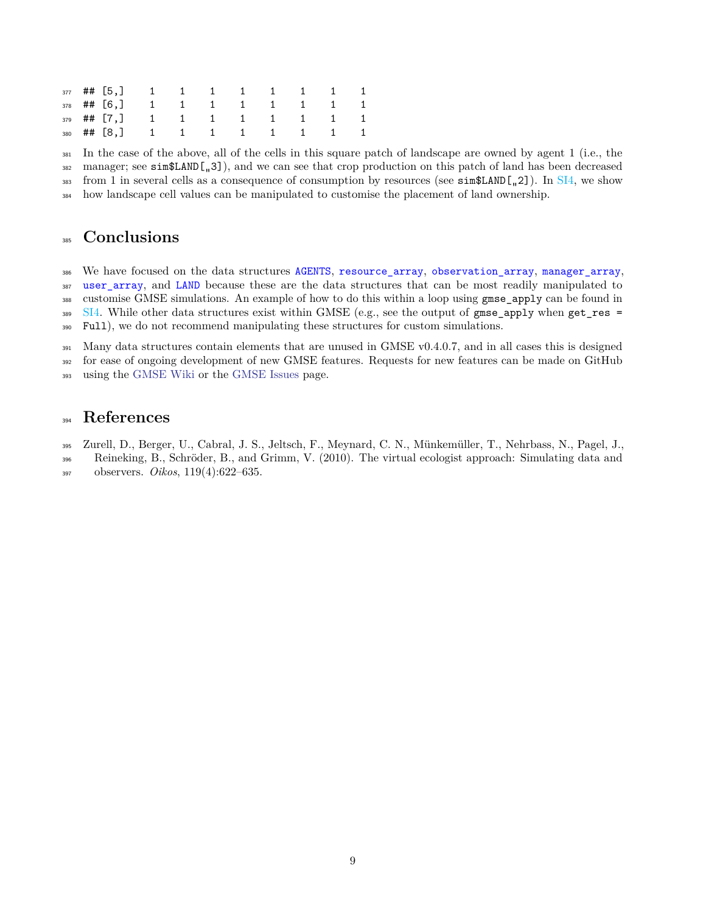```
## [5,]    1    1    1    1    1    1    1    1
## [6,]    1    1    1    1    1    1    1    1
## [7,]    1    1    1    1    1    1    1    1
## [8,]    1    1    1    1    1    1    1    1
```

In the case of the above, all of the cells in this square patch of landscape are owned by agent 1 (i.e., the manager; see `sim$LAND[,,3]`), and we can see that crop production on this patch of land has been decreased from 1 in several cells as a consequence of consumption by resources (see `sim$LAND[,,2]`). In SI4, we show how landscape cell values can be manipulated to customise the placement of land ownership.

# Conclusions

We have focused on the data structures `AGENTS`, `resource_array`, `observation_array`, `manager_array`, `user_array`, and `LAND` because these are the data structures that can be most readily manipulated to customise GMSE simulations. An example of how to do this within a loop using `gmse_apply` can be found in SI4. While other data structures exist within GMSE (e.g., see the output of `gmse_apply` when `get_res = Full`), we do not recommend manipulating these structures for custom simulations.

Many data structures contain elements that are unused in GMSE v0.4.0.7, and in all cases this is designed for ease of ongoing development of new GMSE features. Requests for new features can be made on GitHub using the GMSE Wiki or the GMSE Issues page.

# References

Zurell, D., Berger, U., Cabral, J. S., Jeltsch, F., Meynard, C. N., Münkemüller, T., Nehrbass, N., Pagel, J., Reineking, B., Schröder, B., and Grimm, V. (2010). The virtual ecologist approach: Simulating data and observers. *Oikos*, 119(4):622–635.